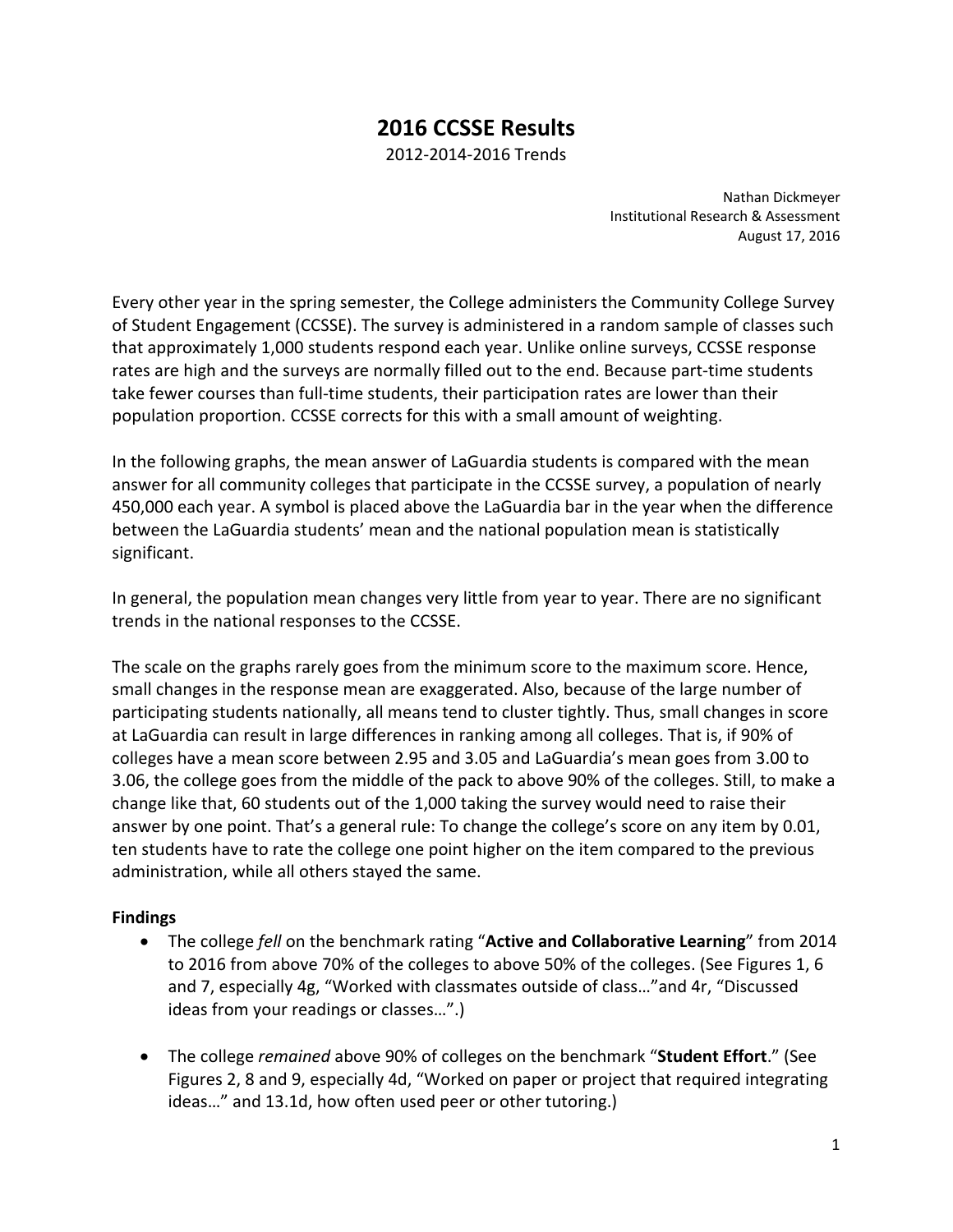# 2016 CCSSE Results

2012-2014-2016 Trends

Nathan Dickmeyer
Institutional Research & Assessment
August 17, 2016

Every other year in the spring semester, the College administers the Community College Survey of Student Engagement (CCSSE). The survey is administered in a random sample of classes such that approximately 1,000 students respond each year. Unlike online surveys, CCSSE response rates are high and the surveys are normally filled out to the end. Because part-time students take fewer courses than full-time students, their participation rates are lower than their population proportion. CCSSE corrects for this with a small amount of weighting.

In the following graphs, the mean answer of LaGuardia students is compared with the mean answer for all community colleges that participate in the CCSSE survey, a population of nearly 450,000 each year. A symbol is placed above the LaGuardia bar in the year when the difference between the LaGuardia students' mean and the national population mean is statistically significant.

In general, the population mean changes very little from year to year. There are no significant trends in the national responses to the CCSSE.

The scale on the graphs rarely goes from the minimum score to the maximum score. Hence, small changes in the response mean are exaggerated. Also, because of the large number of participating students nationally, all means tend to cluster tightly. Thus, small changes in score at LaGuardia can result in large differences in ranking among all colleges. That is, if 90% of colleges have a mean score between 2.95 and 3.05 and LaGuardia's mean goes from 3.00 to 3.06, the college goes from the middle of the pack to above 90% of the colleges. Still, to make a change like that, 60 students out of the 1,000 taking the survey would need to raise their answer by one point. That's a general rule: To change the college's score on any item by 0.01, ten students have to rate the college one point higher on the item compared to the previous administration, while all others stayed the same.

**Findings**

- The college *fell* on the benchmark rating "**Active and Collaborative Learning**" from 2014 to 2016 from above 70% of the colleges to above 50% of the colleges. (See Figures 1, 6 and 7, especially 4g, "Worked with classmates outside of class…"and 4r, "Discussed ideas from your readings or classes…".)

- The college *remained* above 90% of colleges on the benchmark "**Student Effort**." (See Figures 2, 8 and 9, especially 4d, "Worked on paper or project that required integrating ideas…" and 13.1d, how often used peer or other tutoring.)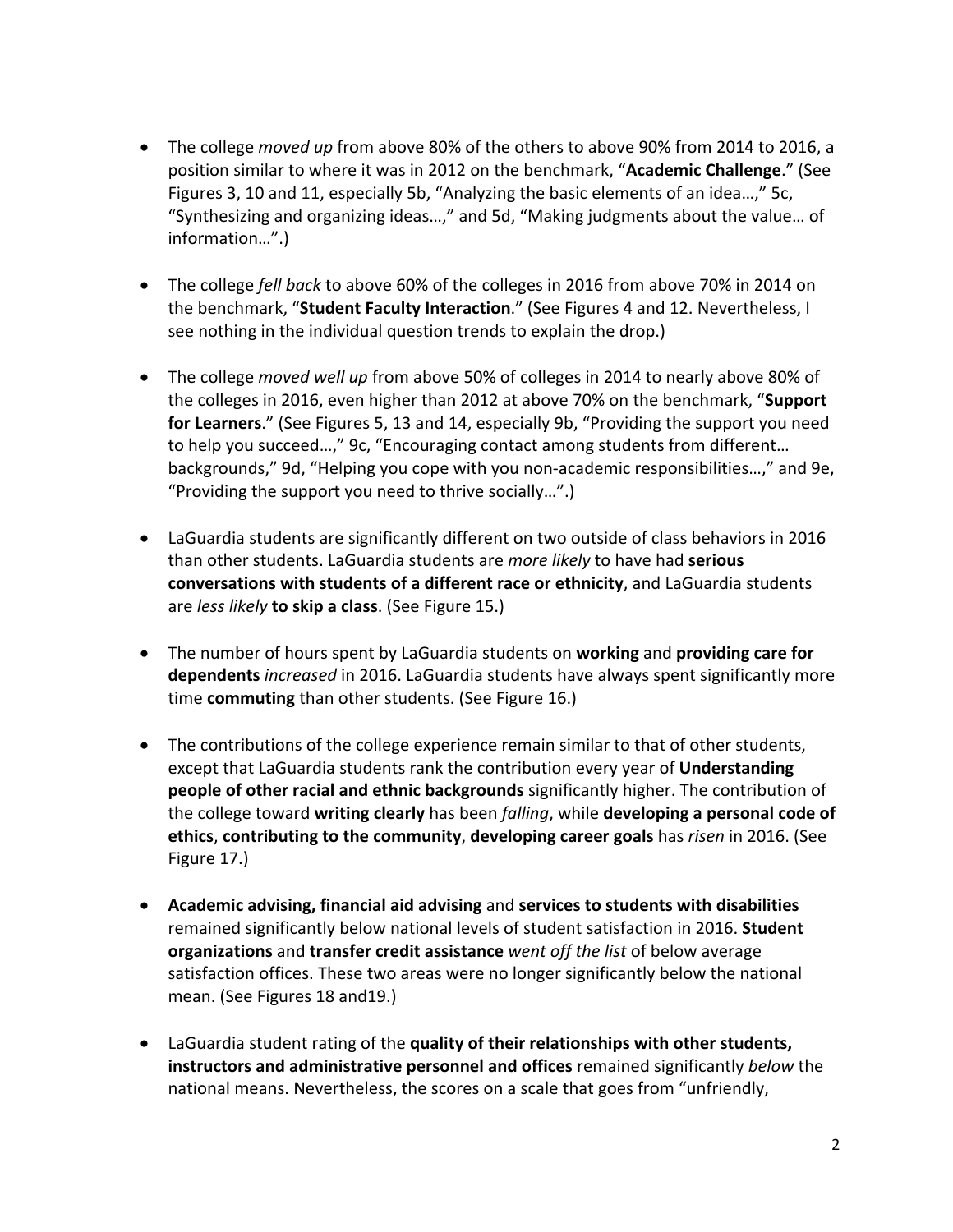- The college *moved up* from above 80% of the others to above 90% from 2014 to 2016, a position similar to where it was in 2012 on the benchmark, "**Academic Challenge**." (See Figures 3, 10 and 11, especially 5b, "Analyzing the basic elements of an idea…," 5c, "Synthesizing and organizing ideas…," and 5d, "Making judgments about the value… of information…".)

- The college *fell back* to above 60% of the colleges in 2016 from above 70% in 2014 on the benchmark, "**Student Faculty Interaction**." (See Figures 4 and 12. Nevertheless, I see nothing in the individual question trends to explain the drop.)

- The college *moved well up* from above 50% of colleges in 2014 to nearly above 80% of the colleges in 2016, even higher than 2012 at above 70% on the benchmark, "**Support for Learners**." (See Figures 5, 13 and 14, especially 9b, "Providing the support you need to help you succeed…," 9c, "Encouraging contact among students from different… backgrounds," 9d, "Helping you cope with you non-academic responsibilities…," and 9e, "Providing the support you need to thrive socially…".)

- LaGuardia students are significantly different on two outside of class behaviors in 2016 than other students. LaGuardia students are *more likely* to have had **serious conversations with students of a different race or ethnicity**, and LaGuardia students are *less likely* **to skip a class**. (See Figure 15.)

- The number of hours spent by LaGuardia students on **working** and **providing care for dependents** *increased* in 2016. LaGuardia students have always spent significantly more time **commuting** than other students. (See Figure 16.)

- The contributions of the college experience remain similar to that of other students, except that LaGuardia students rank the contribution every year of **Understanding people of other racial and ethnic backgrounds** significantly higher. The contribution of the college toward **writing clearly** has been *falling*, while **developing a personal code of ethics**, **contributing to the community**, **developing career goals** has *risen* in 2016. (See Figure 17.)

- **Academic advising, financial aid advising** and **services to students with disabilities** remained significantly below national levels of student satisfaction in 2016. **Student organizations** and **transfer credit assistance** *went off the list* of below average satisfaction offices. These two areas were no longer significantly below the national mean. (See Figures 18 and19.)

- LaGuardia student rating of the **quality of their relationships with other students, instructors and administrative personnel and offices** remained significantly *below* the national means. Nevertheless, the scores on a scale that goes from "unfriendly,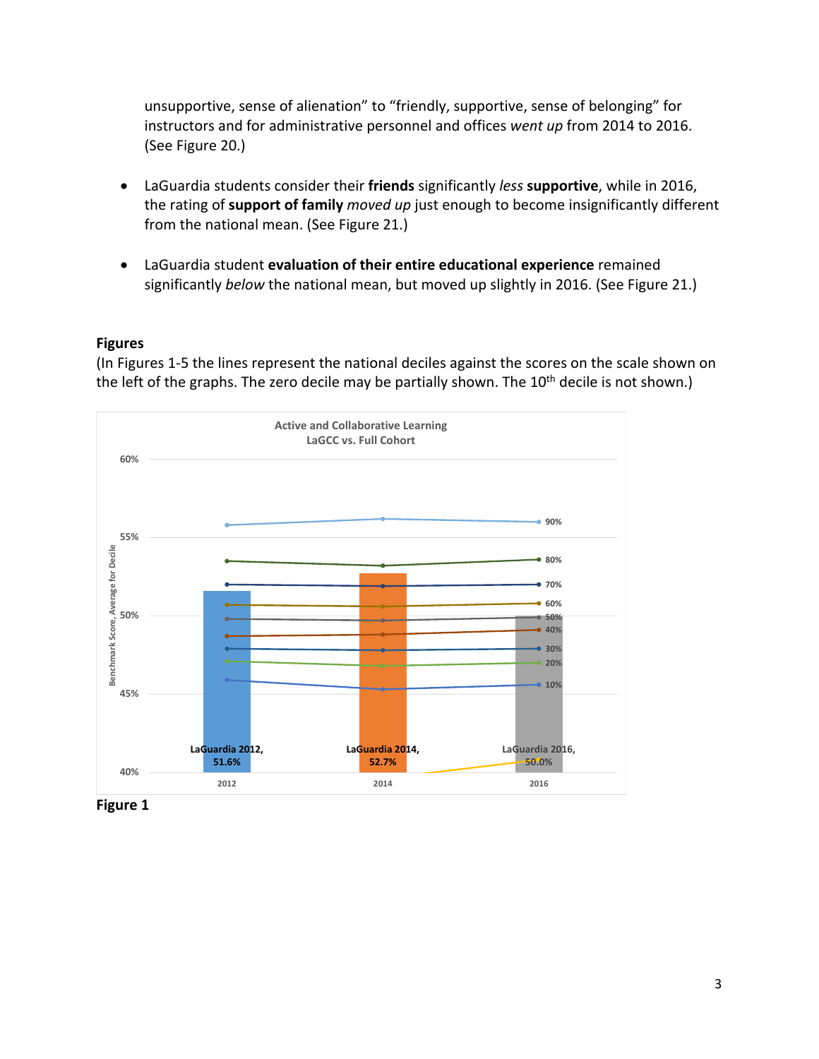unsupportive, sense of alienation" to "friendly, supportive, sense of belonging" for instructors and for administrative personnel and offices *went up* from 2014 to 2016. (See Figure 20.)

- LaGuardia students consider their **friends** significantly *less* **supportive**, while in 2016, the rating of **support of family** *moved up* just enough to become insignificantly different from the national mean. (See Figure 21.)

- LaGuardia student **evaluation of their entire educational experience** remained significantly *below* the national mean, but moved up slightly in 2016. (See Figure 21.)

**Figures**

(In Figures 1-5 the lines represent the national deciles against the scores on the scale shown on the left of the graphs. The zero decile may be partially shown. The 10th decile is not shown.)

Active and Collaborative Learning
LaGCC vs. Full Cohort

Benchmark Score, Average for Decile

60%, 55%, 50%, 45%, 40%

90%, 80%, 70%, 60%, 50%, 40%, 30%, 20%, 10%

LaGuardia 2012, 51.6%

LaGuardia 2014, 52.7%

LaGuardia 2016, 50.0%

2012, 2014, 2016

**Figure 1**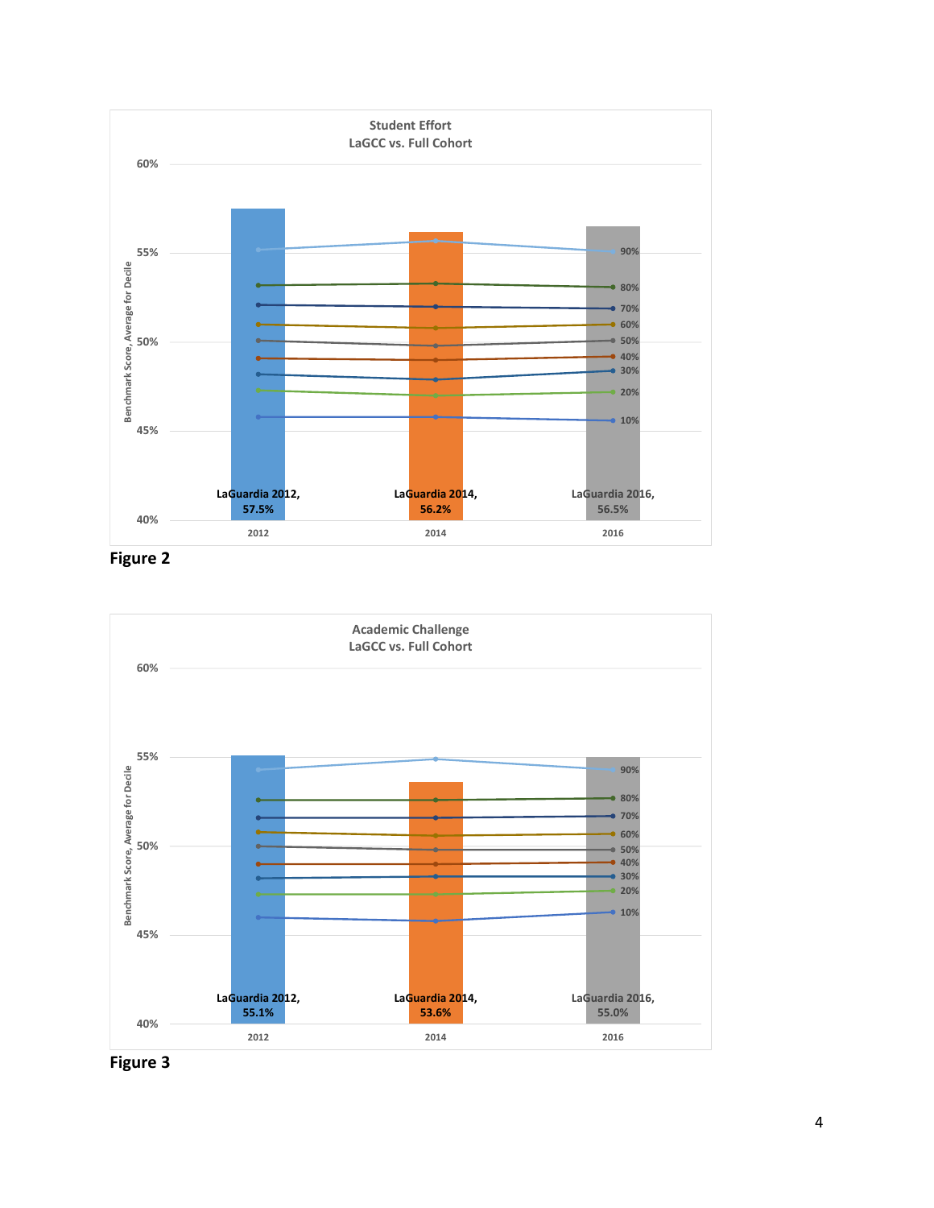**Student Effort**
**LaGCC vs. Full Cohort**

| Year | LaGuardia score |
|---|---|
| 2012 | 57.5% |
| 2014 | 56.2% |
| 2016 | 56.5% |

Y-axis: Benchmark Score, Average for Decile (40%–60%). Decile lines: 90%, 80%, 70%, 60%, 50%, 40%, 30%, 20%, 10%.

**Figure 2**

**Academic Challenge**
**LaGCC vs. Full Cohort**

| Year | LaGuardia score |
|---|---|
| 2012 | 55.1% |
| 2014 | 53.6% |
| 2016 | 55.0% |

Y-axis: Benchmark Score, Average for Decile (40%–60%). Decile lines: 90%, 80%, 70%, 60%, 50%, 40%, 30%, 20%, 10%.

**Figure 3**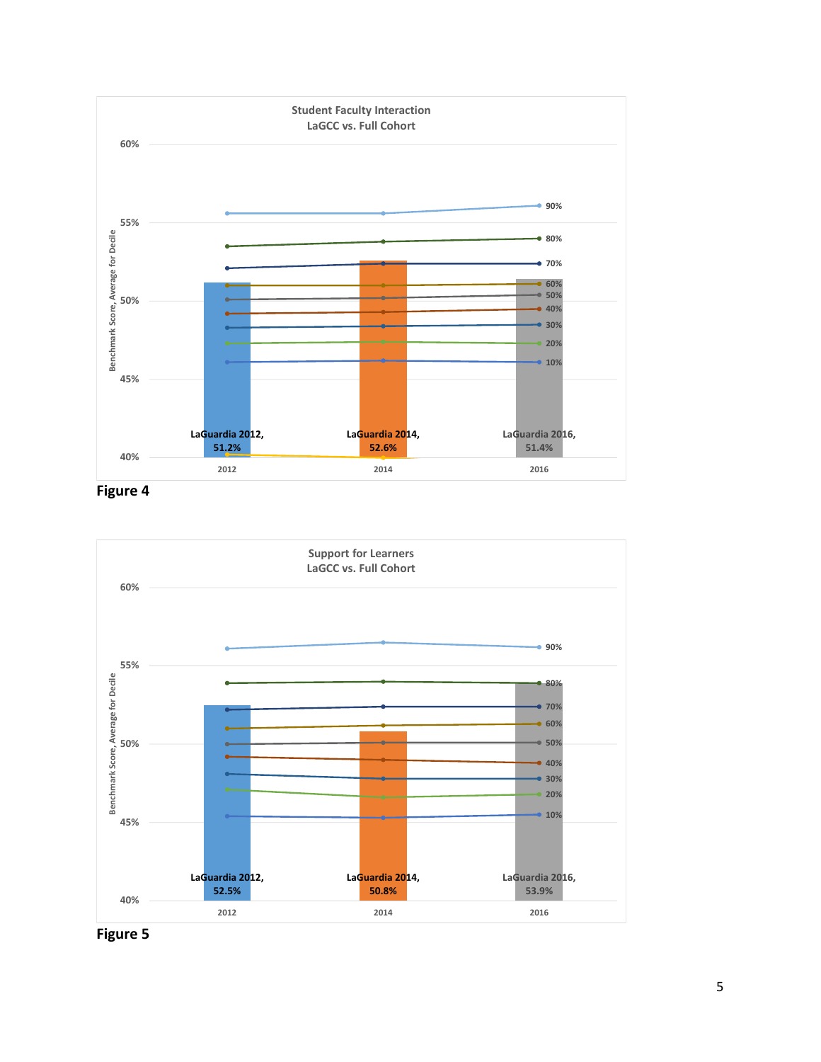**Student Faculty Interaction**
**LaGCC vs. Full Cohort**

| Year | LaGuardia |
|---|---|
| 2012 | 51.2% |
| 2014 | 52.6% |
| 2016 | 51.4% |

Y-axis: Benchmark Score, Average for Decile (40%–60%). Decile lines: 90%, 80%, 70%, 60%, 50%, 40%, 30%, 20%, 10%.

**Figure 4**

**Support for Learners**
**LaGCC vs. Full Cohort**

| Year | LaGuardia |
|---|---|
| 2012 | 52.5% |
| 2014 | 50.8% |
| 2016 | 53.9% |

Y-axis: Benchmark Score, Average for Decile (40%–60%). Decile lines: 90%, 80%, 70%, 60%, 50%, 40%, 30%, 20%, 10%.

**Figure 5**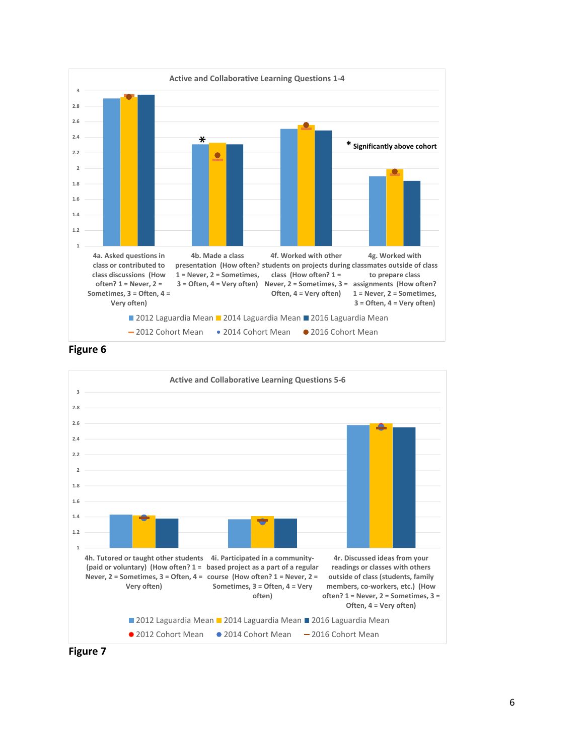**Active and Collaborative Learning Questions 1-4**

* Significantly above cohort

4a. Asked questions in class or contributed to class discussions (How often? 1 = Never, 2 = Sometimes, 3 = Often, 4 = Very often)

4b. Made a class presentation (How often? 1 = Never, 2 = Sometimes, 3 = Often, 4 = Very often)

4f. Worked with other students on projects during class (How often? 1 = Never, 2 = Sometimes, 3 = Often, 4 = Very often)

4g. Worked with classmates outside of class to prepare class assignments (How often? 1 = Never, 2 = Sometimes, 3 = Often, 4 = Very often)

2012 Laguardia Mean, 2014 Laguardia Mean, 2016 Laguardia Mean, 2012 Cohort Mean, 2014 Cohort Mean, 2016 Cohort Mean

**Figure 6**

**Active and Collaborative Learning Questions 5-6**

4h. Tutored or taught other students (paid or voluntary) (How often? 1 = Never, 2 = Sometimes, 3 = Often, 4 = Very often)

4i. Participated in a community-based project as a part of a regular course (How often? 1 = Never, 2 = Sometimes, 3 = Often, 4 = Very often)

4r. Discussed ideas from your readings or classes with others outside of class (students, family members, co-workers, etc.) (How often? 1 = Never, 2 = Sometimes, 3 = Often, 4 = Very often)

2012 Laguardia Mean, 2014 Laguardia Mean, 2016 Laguardia Mean, 2012 Cohort Mean, 2014 Cohort Mean, 2016 Cohort Mean

**Figure 7**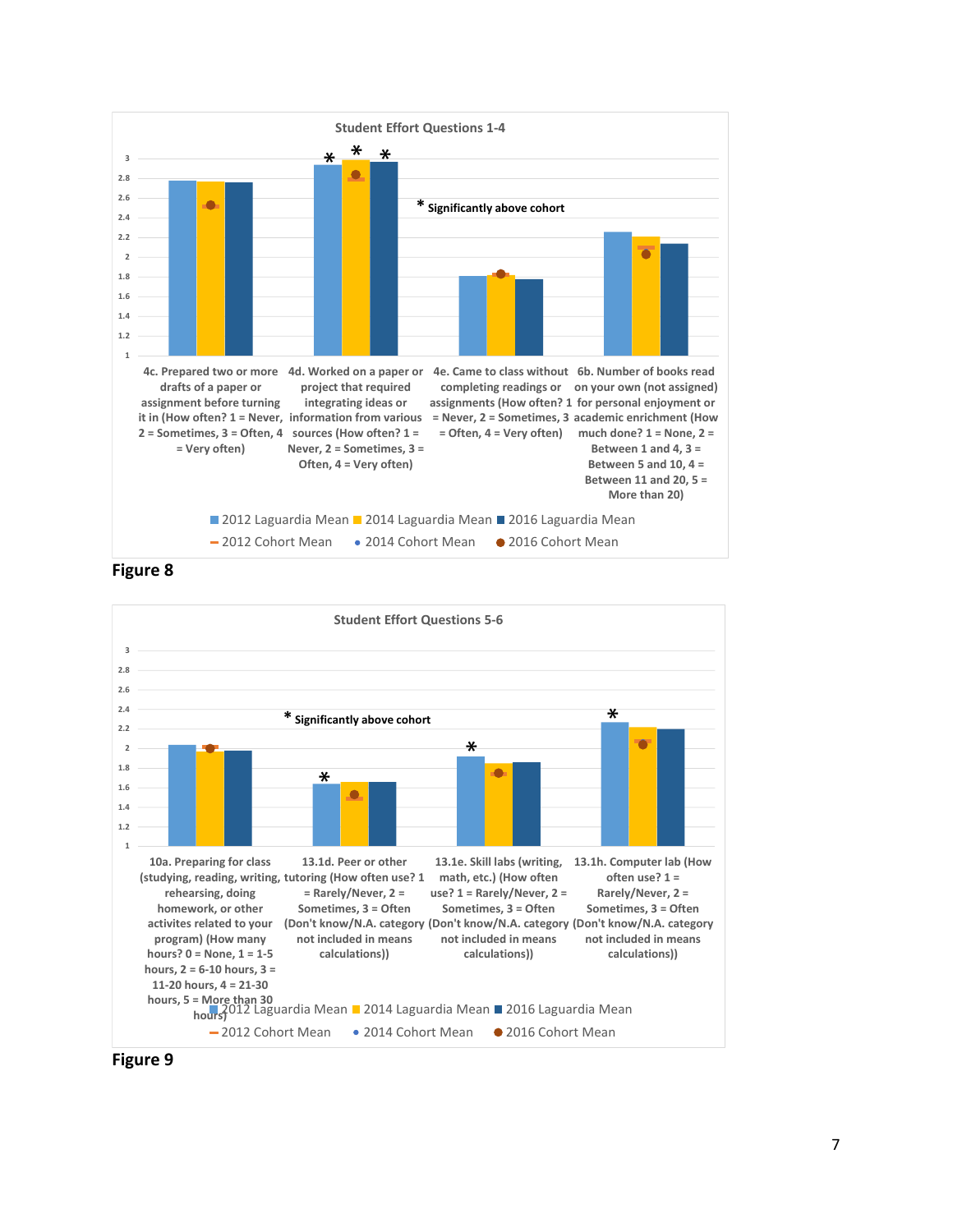**Student Effort Questions 1-4**

\* Significantly above cohort

| | 2012 Laguardia Mean | 2014 Laguardia Mean | 2016 Laguardia Mean |
|---|---|---|---|
| 4c. Prepared two or more drafts of a paper or assignment before turning it in (How often? 1 = Never, 2 = Sometimes, 3 = Often, 4 = Very often) | | | |
| 4d. Worked on a paper or project that required integrating ideas or information from various sources (How often? 1 = Never, 2 = Sometimes, 3 = Often, 4 = Very often) | * | * | * |
| 4e. Came to class without completing readings or assignments (How often? 1 = Never, 2 = Sometimes, 3 = Often, 4 = Very often) | | | |
| 6b. Number of books read on your own (not assigned) for personal enjoyment or academic enrichment (How much done? 1 = None, 2 = Between 1 and 4, 3 = Between 5 and 10, 4 = Between 11 and 20, 5 = More than 20) | | | |

Legend: 2012 Laguardia Mean, 2014 Laguardia Mean, 2016 Laguardia Mean, 2012 Cohort Mean, 2014 Cohort Mean, 2016 Cohort Mean

**Figure 8**

**Student Effort Questions 5-6**

\* Significantly above cohort

| | 2012 Laguardia Mean | 2014 Laguardia Mean | 2016 Laguardia Mean |
|---|---|---|---|
| 10a. Preparing for class (studying, reading, writing, rehearsing, doing homework, or other activites related to your program) (How many hours? 0 = None, 1 = 1-5 hours, 2 = 6-10 hours, 3 = 11-20 hours, 4 = 21-30 hours, 5 = More than 30 hours) | | | |
| 13.1d. Peer or other tutoring (How often use? 1 = Rarely/Never, 2 = Sometimes, 3 = Often (Don't know/N.A. category not included in means calculations)) | * | | |
| 13.1e. Skill labs (writing, math, etc.) (How often use? 1 = Rarely/Never, 2 = Sometimes, 3 = Often (Don't know/N.A. category not included in means calculations)) | * | | |
| 13.1h. Computer lab (How often use? 1 = Rarely/Never, 2 = Sometimes, 3 = Often (Don't know/N.A. category not included in means calculations)) | * | | |

Legend: 2012 Laguardia Mean, 2014 Laguardia Mean, 2016 Laguardia Mean, 2012 Cohort Mean, 2014 Cohort Mean, 2016 Cohort Mean

**Figure 9**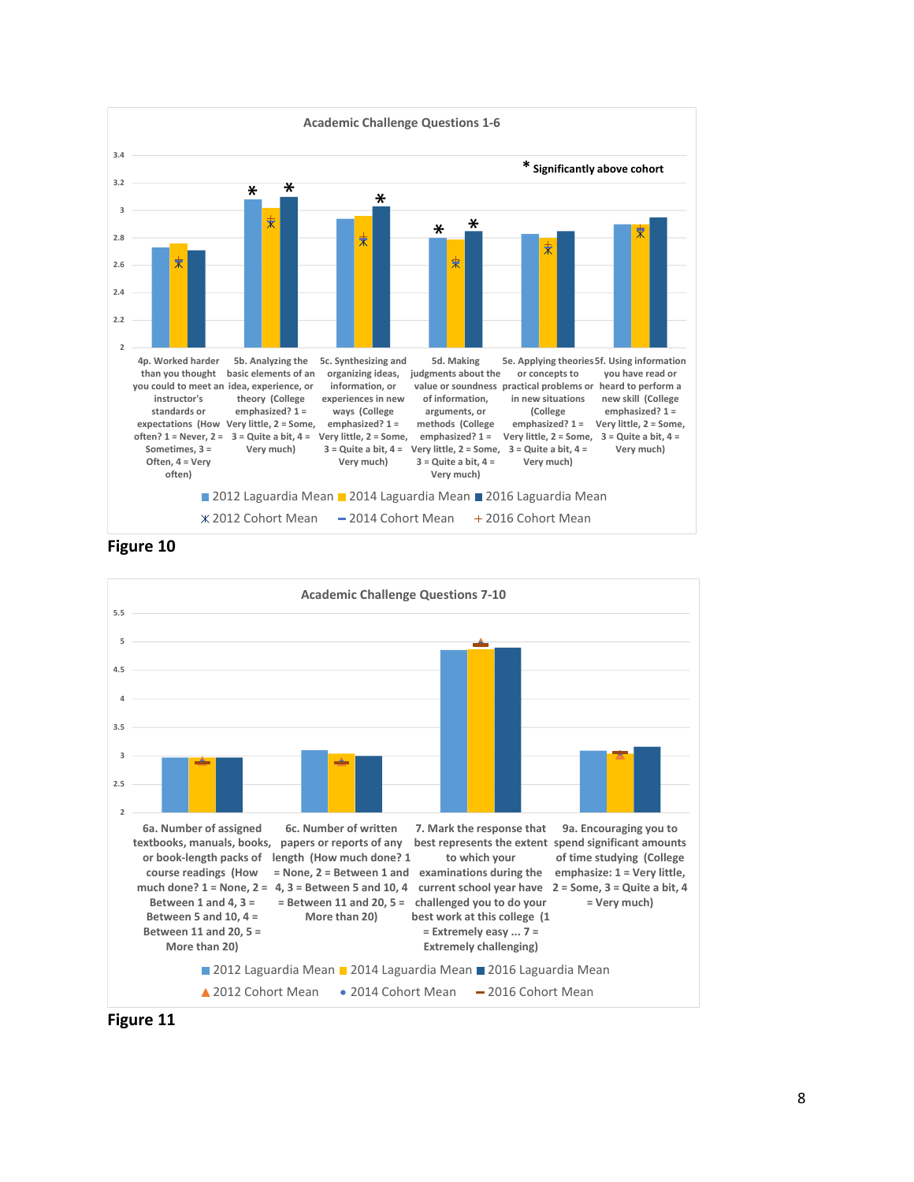**Academic Challenge Questions 1-6**

\* Significantly above cohort

- 4p. Worked harder than you thought you could to meet an instructor's standards or expectations (How often? 1 = Never, 2 = Sometimes, 3 = Often, 4 = Very often)
- 5b. Analyzing the basic elements of an idea, experience, or theory (College emphasized? 1 = Very little, 2 = Some, 3 = Quite a bit, 4 = Very much)
- 5c. Synthesizing and organizing ideas, information, or experiences in new ways (College emphasized? 1 = Very little, 2 = Some, 3 = Quite a bit, 4 = Very much)
- 5d. Making judgments about the value or soundness of information, arguments, or methods (College emphasized? 1 = Very little, 2 = Some, 3 = Quite a bit, 4 = Very much)
- 5e. Applying theories or concepts to practical problems or in new situations (College emphasized? 1 = Very little, 2 = Some, 3 = Quite a bit, 4 = Very much)
- 5f. Using information you have read or heard to perform a new skill (College emphasized? 1 = Very little, 2 = Some, 3 = Quite a bit, 4 = Very much)

Legend: 2012 Laguardia Mean, 2014 Laguardia Mean, 2016 Laguardia Mean, 2012 Cohort Mean, 2014 Cohort Mean, 2016 Cohort Mean

**Figure 10**

**Academic Challenge Questions 7-10**

- 6a. Number of assigned textbooks, manuals, books, or book-length packs of course readings (How much done? 1 = None, 2 = Between 1 and 4, 3 = Between 5 and 10, 4 = Between 11 and 20, 5 = More than 20)
- 6c. Number of written papers or reports of any length (How much done? 1 = None, 2 = Between 1 and 4, 3 = Between 5 and 10, 4 = Between 11 and 20, 5 = More than 20)
- 7. Mark the response that best represents the extent to which your examinations during the current school year have challenged you to do your best work at this college (1 = Extremely easy ... 7 = Extremely challenging)
- 9a. Encouraging you to spend significant amounts of time studying (College emphasize: 1 = Very little, 2 = Some, 3 = Quite a bit, 4 = Very much)

Legend: 2012 Laguardia Mean, 2014 Laguardia Mean, 2016 Laguardia Mean, 2012 Cohort Mean, 2014 Cohort Mean, 2016 Cohort Mean

**Figure 11**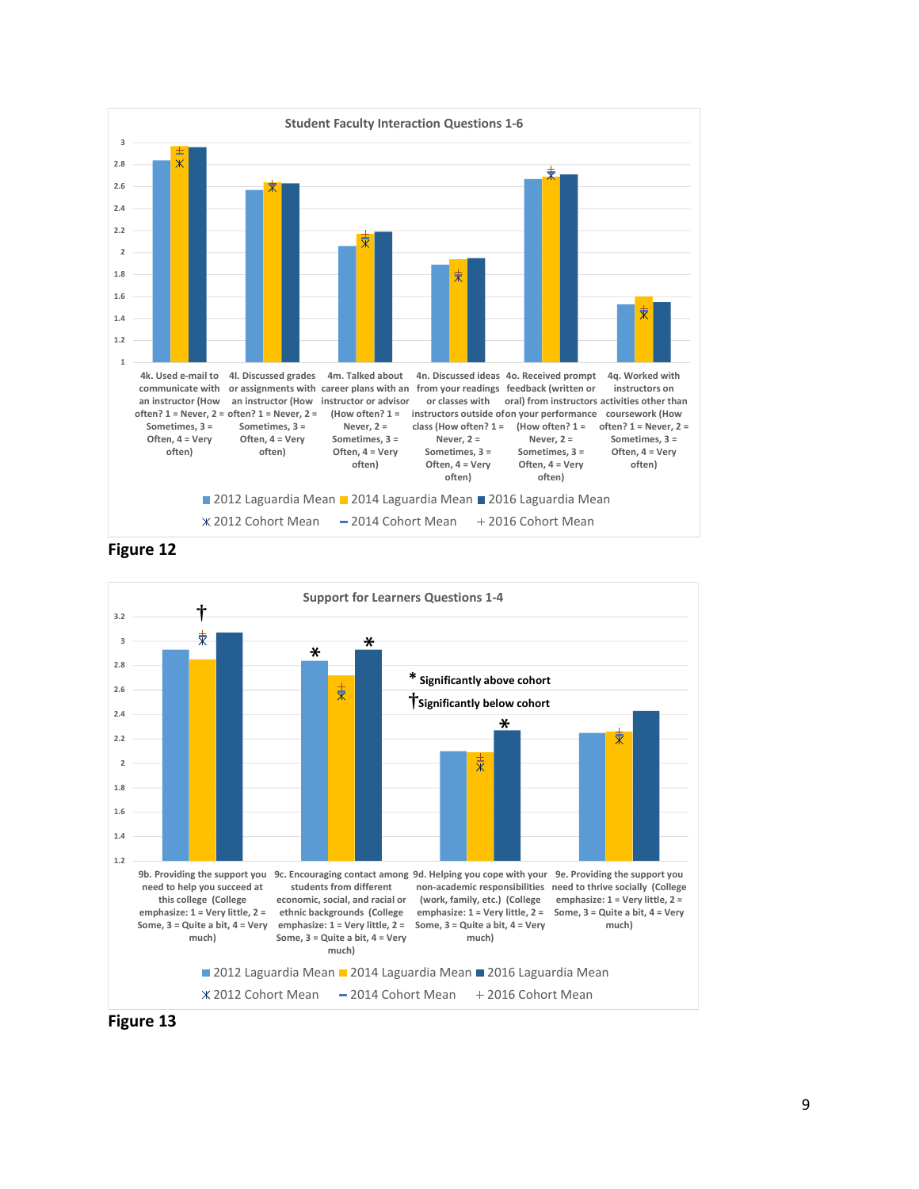**Student Faculty Interaction Questions 1-6**

| Question | 2012 Laguardia Mean | 2014 Laguardia Mean | 2016 Laguardia Mean |
|---|---|---|---|
| 4k. Used e-mail to communicate with an instructor (How often? 1 = Never, 2 = Sometimes, 3 = Often, 4 = Very often) | | | |
| 4l. Discussed grades or assignments with an instructor (How often? 1 = Never, 2 = Sometimes, 3 = Often, 4 = Very often) | | | |
| 4m. Talked about career plans with an instructor or advisor (How often? 1 = Never, 2 = Sometimes, 3 = Often, 4 = Very often) | | | |
| 4n. Discussed ideas from your readings or classes with instructors outside of class (How often? 1 = Never, 2 = Sometimes, 3 = Often, 4 = Very often) | | | |
| 4o. Received prompt feedback (written or oral) from instructors on your performance (How often? 1 = Never, 2 = Sometimes, 3 = Often, 4 = Very often) | | | |
| 4q. Worked with instructors on activities other than coursework (How often? 1 = Never, 2 = Sometimes, 3 = Often, 4 = Very often) | | | |

Legend: 2012 Laguardia Mean, 2014 Laguardia Mean, 2016 Laguardia Mean, 2012 Cohort Mean, 2014 Cohort Mean, 2016 Cohort Mean

**Figure 12**

**Support for Learners Questions 1-4**

- 9b. Providing the support you need to help you succeed at this college (College emphasis: 1 = Very little, 2 = Some, 3 = Quite a bit, 4 = Very much) †
- 9c. Encouraging contact among students from different economic, social, and racial or ethnic backgrounds (College emphasis: 1 = Very little, 2 = Some, 3 = Quite a bit, 4 = Very much) * (2012), * (2016)
- 9d. Helping you cope with your non-academic responsibilities (work, family, etc.) (College emphasis: 1 = Very little, 2 = Some, 3 = Quite a bit, 4 = Very much) * (2016)
- 9e. Providing the support you need to thrive socially (College emphasis: 1 = Very little, 2 = Some, 3 = Quite a bit, 4 = Very much)

\* Significantly above cohort

† Significantly below cohort

Legend: 2012 Laguardia Mean, 2014 Laguardia Mean, 2016 Laguardia Mean, 2012 Cohort Mean, 2014 Cohort Mean, 2016 Cohort Mean

**Figure 13**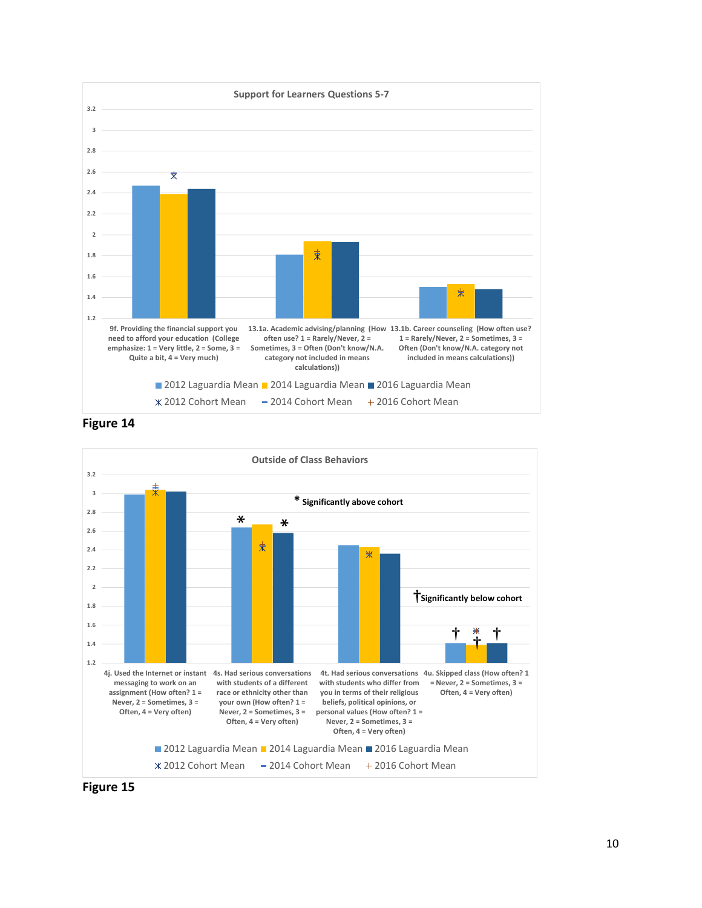**Support for Learners Questions 5-7**

| | 9f. Providing the financial support you need to afford your education (College emphasize: 1 = Very little, 2 = Some, 3 = Quite a bit, 4 = Very much) | 13.1a. Academic advising/planning (How often use? 1 = Rarely/Never, 2 = Sometimes, 3 = Often (Don't know/N.A. category not included in means calculations)) | 13.1b. Career counseling (How often use? 1 = Rarely/Never, 2 = Sometimes, 3 = Often (Don't know/N.A. category not included in means calculations)) |
|---|---|---|---|
| 2012 Laguardia Mean | | | |
| 2014 Laguardia Mean | | | |
| 2016 Laguardia Mean | | | |
| 2012 Cohort Mean | | | |
| 2014 Cohort Mean | | | |
| 2016 Cohort Mean | | | |

**Figure 14**

**Outside of Class Behaviors**

\* Significantly above cohort

† Significantly below cohort

| | 4j. Used the Internet or instant messaging to work on an assignment (How often? 1 = Never, 2 = Sometimes, 3 = Often, 4 = Very often) | 4s. Had serious conversations with students of a different race or ethnicity other than your own (How often? 1 = Never, 2 = Sometimes, 3 = Often, 4 = Very often) | 4t. Had serious conversations with students who differ from you in terms of their religious beliefs, political opinions, or personal values (How often? 1 = Never, 2 = Sometimes, 3 = Often, 4 = Very often) | 4u. Skipped class (How often? 1 = Never, 2 = Sometimes, 3 = Often, 4 = Very often) |
|---|---|---|---|---|
| 2012 Laguardia Mean | | * | | † |
| 2014 Laguardia Mean | | | | † |
| 2016 Laguardia Mean | | * | | † |
| 2012 Cohort Mean | | | | |
| 2014 Cohort Mean | | | | |
| 2016 Cohort Mean | | | | |

**Figure 15**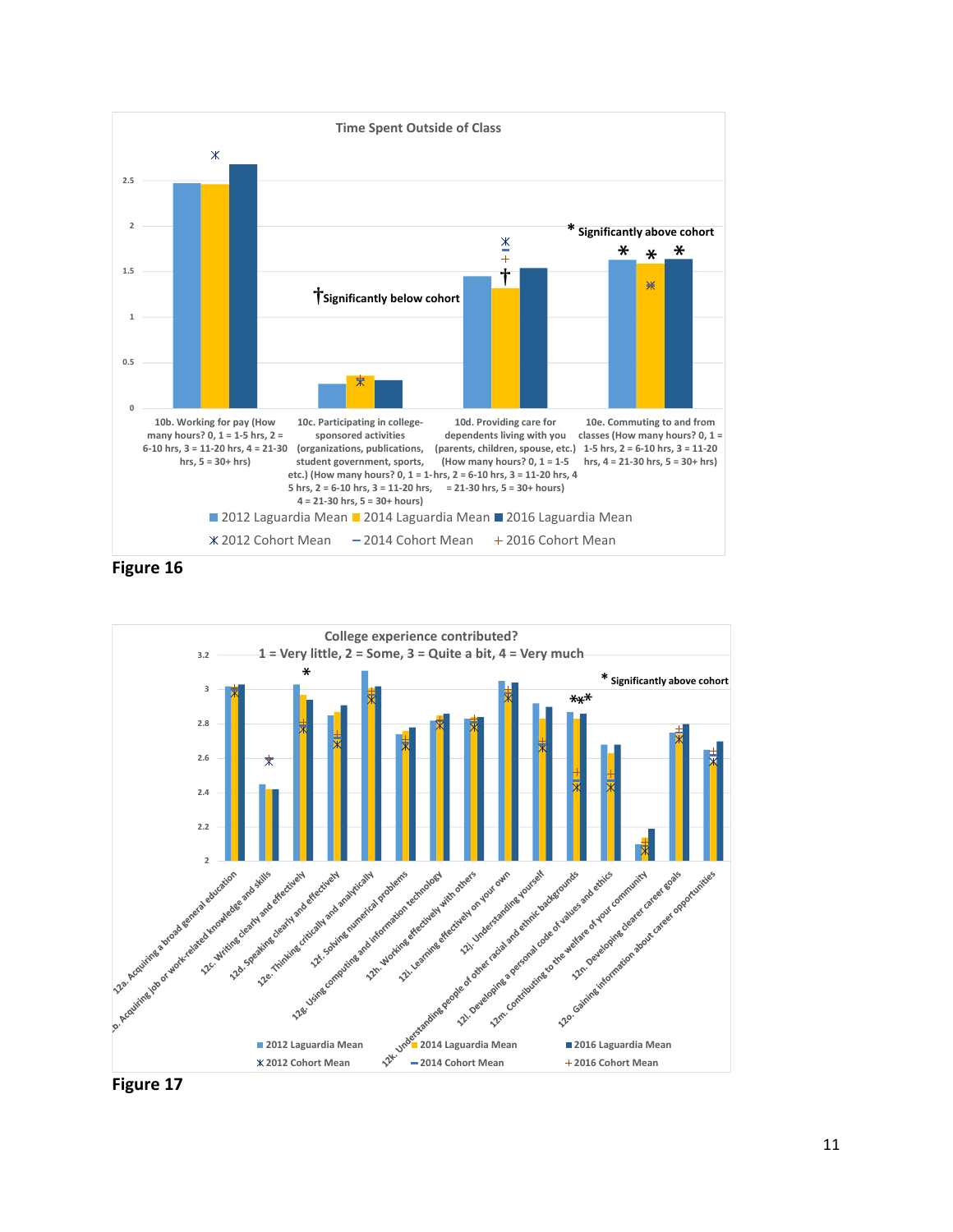**Time Spent Outside of Class**

10b. Working for pay (How many hours? 0, 1 = 1-5 hrs, 2 = 6-10 hrs, 3 = 11-20 hrs, 4 = 21-30 hrs, 5 = 30+ hrs)

10c. Participating in college-sponsored activities (organizations, publications, student government, sports, etc.) (How many hours? 0, 1 = 1-5 hrs, 2 = 6-10 hrs, 3 = 11-20 hrs, 4 = 21-30 hrs, 5 = 30+ hours)

10d. Providing care for dependents living with you (parents, children, spouse, etc.) (How many hours? 0, 1 = 1-5 hrs, 2 = 6-10 hrs, 3 = 11-20 hrs, 4 = 21-30 hrs, 5 = 30+ hours)

10e. Commuting to and from classes (How many hours? 0, 1 = 1-5 hrs, 2 = 6-10 hrs, 3 = 11-20 hrs, 4 = 21-30 hrs, 5 = 30+ hrs)

† Significantly below cohort

* Significantly above cohort

2012 Laguardia Mean | 2014 Laguardia Mean | 2016 Laguardia Mean | 2012 Cohort Mean | 2014 Cohort Mean | 2016 Cohort Mean

**Figure 16**

**College experience contributed?**
**1 = Very little, 2 = Some, 3 = Quite a bit, 4 = Very much**

* Significantly above cohort

12a. Acquiring a broad general education; 12b. Acquiring job or work-related knowledge and skills; 12c. Writing clearly and effectively; 12d. Speaking clearly and effectively; 12e. Thinking critically and analytically; 12f. Solving numerical problems; 12g. Using computing and information technology; 12h. Working effectively with others; 12i. Learning effectively on your own; 12j. Understanding yourself; 12k. Understanding people of other racial and ethnic backgrounds; 12l. Developing a personal code of values and ethics; 12m. Contributing to the welfare of your community; 12n. Developing clearer career goals; 12o. Gaining information about career opportunities

2012 Laguardia Mean | 2014 Laguardia Mean | 2016 Laguardia Mean | 2012 Cohort Mean | 2014 Cohort Mean | 2016 Cohort Mean

**Figure 17**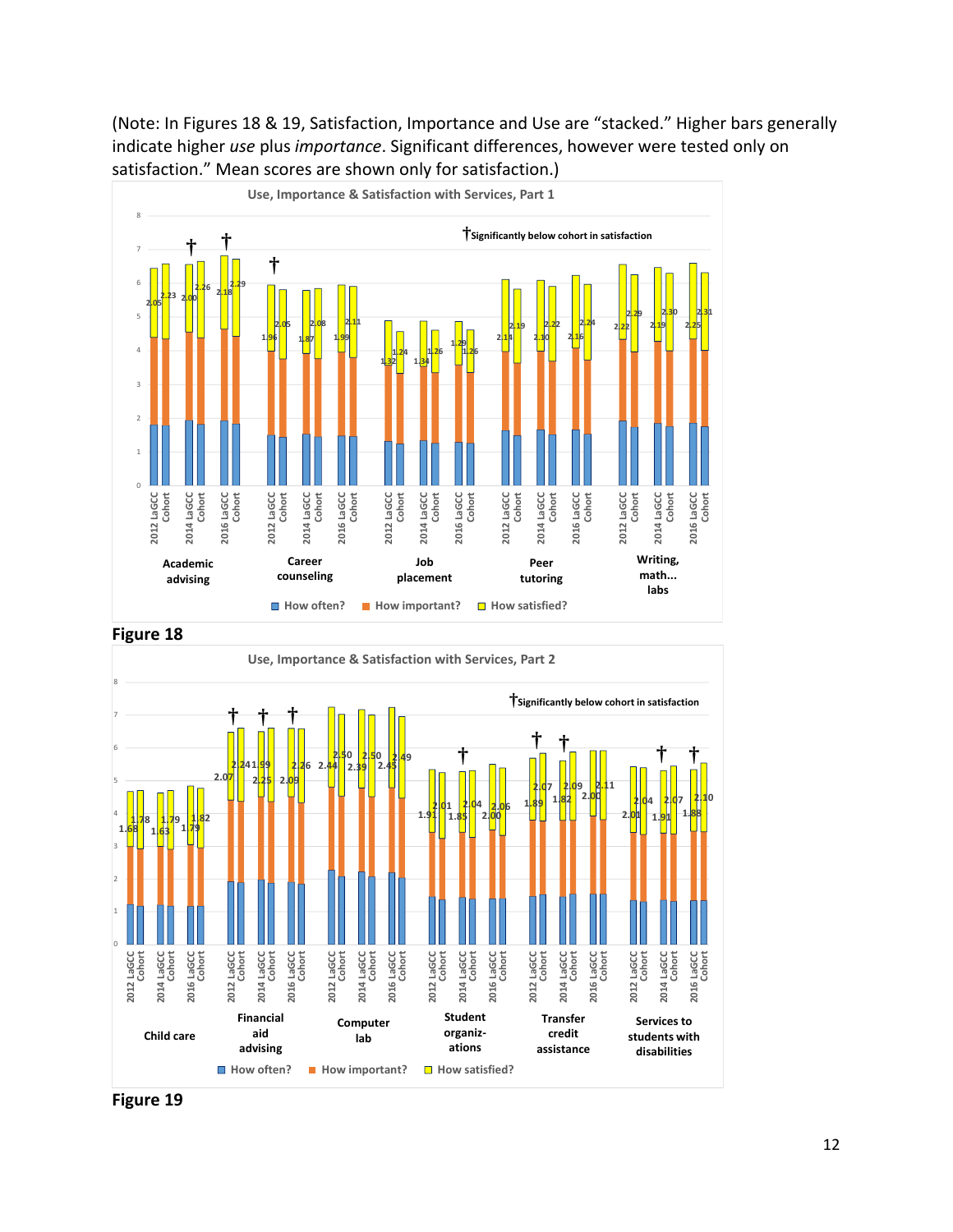(Note: In Figures 18 & 19, Satisfaction, Importance and Use are "stacked." Higher bars generally indicate higher *use* plus *importance*. Significant differences, however were tested only on satisfaction." Mean scores are shown only for satisfaction.)

**Use, Importance & Satisfaction with Services, Part 1**

†Significantly below cohort in satisfaction

| Service | Group | How satisfied? (mean) |
|---|---|---|
| Academic advising | 2012 LaGCC | 2.05 |
| | 2012 Cohort | 2.23 |
| | 2014 LaGCC † | 2.00 |
| | 2014 Cohort | 2.26 |
| | 2016 LaGCC † | 2.18 |
| | 2016 Cohort | 2.29 |
| Career counseling | 2012 LaGCC † | 1.96 |
| | 2012 Cohort | 2.05 |
| | 2014 LaGCC | 1.87 |
| | 2014 Cohort | 2.08 |
| | 2016 LaGCC | 1.99 |
| | 2016 Cohort | 2.11 |
| Job placement | 2012 LaGCC | 1.32 |
| | 2012 Cohort | 1.24 |
| | 2014 LaGCC | 1.34 |
| | 2014 Cohort | 1.26 |
| | 2016 LaGCC | 1.29 |
| | 2016 Cohort | 1.26 |
| Peer tutoring | 2012 LaGCC | 2.14 |
| | 2012 Cohort | 2.19 |
| | 2014 LaGCC | 2.10 |
| | 2014 Cohort | 2.22 |
| | 2016 LaGCC | 2.16 |
| | 2016 Cohort | 2.24 |
| Writing, math... labs | 2012 LaGCC | 2.22 |
| | 2012 Cohort | 2.29 |
| | 2014 LaGCC | 2.19 |
| | 2014 Cohort | 2.30 |
| | 2016 LaGCC | 2.25 |
| | 2016 Cohort | 2.31 |

Legend: How often? / How important? / How satisfied?

**Figure 18**

**Use, Importance & Satisfaction with Services, Part 2**

†Significantly below cohort in satisfaction

| Service | Group | How satisfied? (mean) |
|---|---|---|
| Child care | 2012 LaGCC | 1.68 |
| | 2012 Cohort | 1.78 |
| | 2014 LaGCC | 1.63 |
| | 2014 Cohort | 1.79 |
| | 2016 LaGCC | 1.79 |
| | 2016 Cohort | 1.82 |
| Financial aid advising | 2012 LaGCC † | 2.07 |
| | 2012 Cohort | 2.24 |
| | 2014 LaGCC † | 1.99 |
| | 2014 Cohort | 2.25 |
| | 2016 LaGCC † | 2.09 |
| | 2016 Cohort | 2.26 |
| Computer lab | 2012 LaGCC | 2.44 |
| | 2012 Cohort | 2.50 |
| | 2014 LaGCC | 2.39 |
| | 2014 Cohort | 2.50 |
| | 2016 LaGCC | 2.45 |
| | 2016 Cohort | 2.49 |
| Student organiz-ations | 2012 LaGCC | 1.91 |
| | 2012 Cohort | 2.01 |
| | 2014 LaGCC † | 1.85 |
| | 2014 Cohort | 2.04 |
| | 2016 LaGCC | 2.00 |
| | 2016 Cohort | 2.06 |
| Transfer credit assistance | 2012 LaGCC † | 1.89 |
| | 2012 Cohort | 2.07 |
| | 2014 LaGCC † | 1.82 |
| | 2014 Cohort | 2.09 |
| | 2016 LaGCC | 2.00 |
| | 2016 Cohort | 2.11 |
| Services to students with disabilities | 2012 LaGCC | 2.01 |
| | 2012 Cohort | 2.04 |
| | 2014 LaGCC † | 1.91 |
| | 2014 Cohort | 2.07 |
| | 2016 LaGCC † | 1.88 |
| | 2016 Cohort | 2.10 |

Legend: How often? / How important? / How satisfied?

**Figure 19**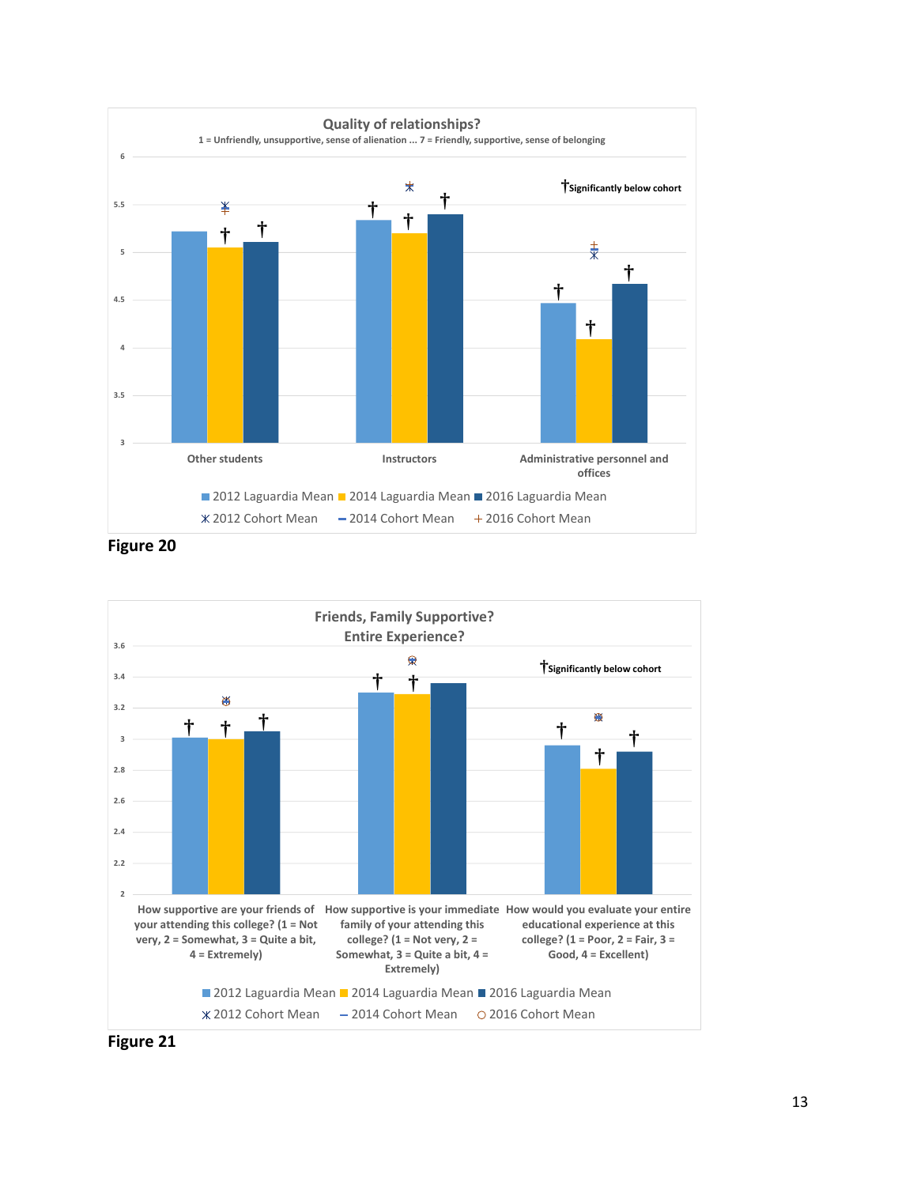**Quality of relationships?**

1 = Unfriendly, unsupportive, sense of alienation ... 7 = Friendly, supportive, sense of belonging

†Significantly below cohort

Other students | Instructors | Administrative personnel and offices

2012 Laguardia Mean, 2014 Laguardia Mean, 2016 Laguardia Mean, 2012 Cohort Mean, 2014 Cohort Mean, 2016 Cohort Mean

**Figure 20**

**Friends, Family Supportive? Entire Experience?**

†Significantly below cohort

How supportive are your friends of your attending this college? (1 = Not very, 2 = Somewhat, 3 = Quite a bit, 4 = Extremely) | How supportive is your immediate family of your attending this college? (1 = Not very, 2 = Somewhat, 3 = Quite a bit, 4 = Extremely) | How would you evaluate your entire educational experience at this college? (1 = Poor, 2 = Fair, 3 = Good, 4 = Excellent)

2012 Laguardia Mean, 2014 Laguardia Mean, 2016 Laguardia Mean, 2012 Cohort Mean, 2014 Cohort Mean, 2016 Cohort Mean

**Figure 21**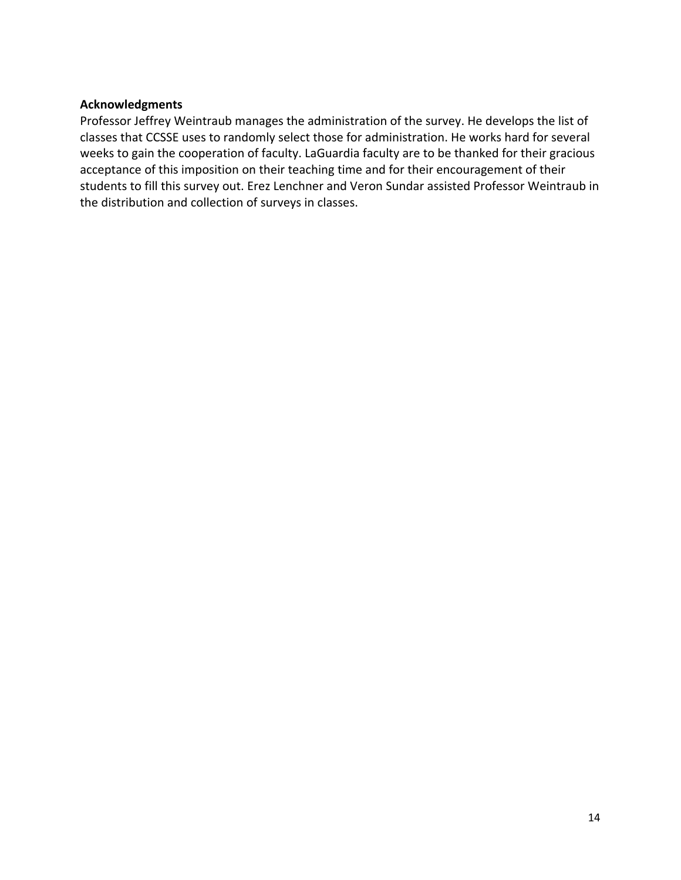**Acknowledgments**

Professor Jeffrey Weintraub manages the administration of the survey. He develops the list of classes that CCSSE uses to randomly select those for administration. He works hard for several weeks to gain the cooperation of faculty. LaGuardia faculty are to be thanked for their gracious acceptance of this imposition on their teaching time and for their encouragement of their students to fill this survey out. Erez Lenchner and Veron Sundar assisted Professor Weintraub in the distribution and collection of surveys in classes.